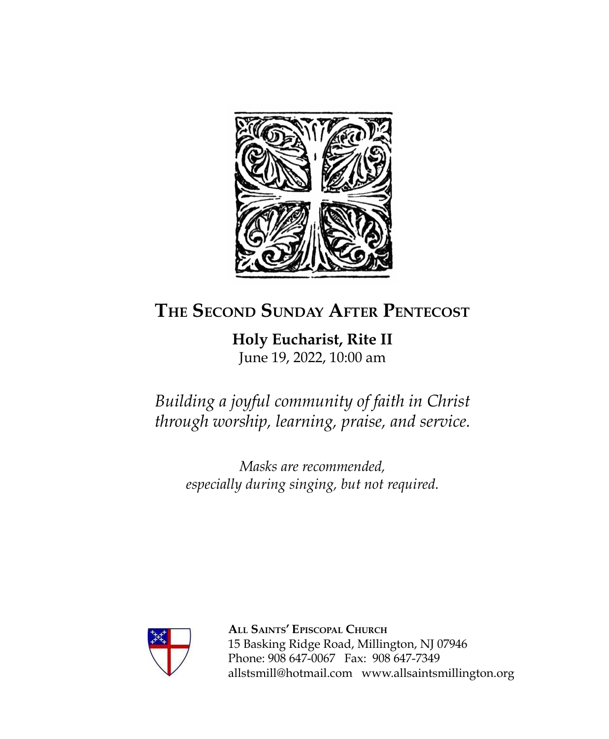# The Second Sunday After Pentecost

**Holy Eucharist, Rite II**

June 19, 2022, 10:00 am

*Building a joyful community of faith in Christ through worship, learning, praise, and service.*

*Masks are recommended, especially during singing, but not required.*

**All Saints' Episcopal Church**
15 Basking Ridge Road, Millington, NJ 07946
Phone: 908 647-0067 Fax: 908 647-7349
allstsmill@hotmail.com www.allsaintsmillington.org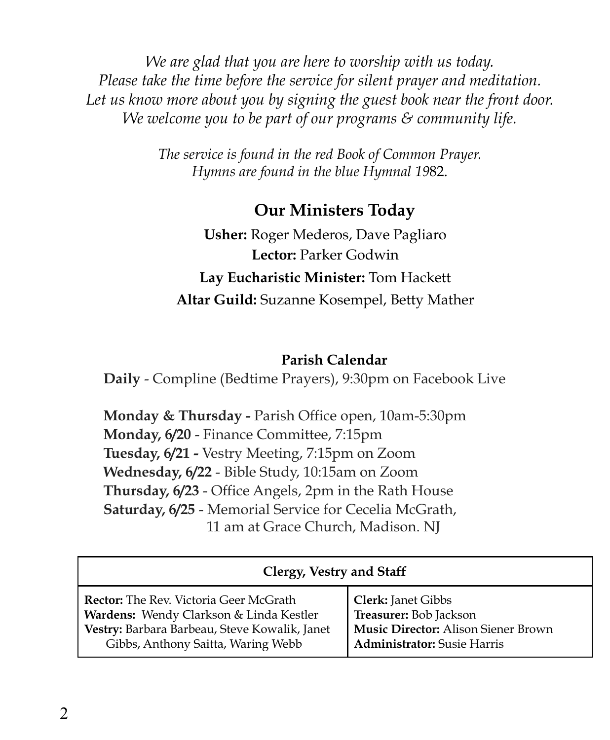*We are glad that you are here to worship with us today.*
*Please take the time before the service for silent prayer and meditation.*
*Let us know more about you by signing the guest book near the front door.*
*We welcome you to be part of our programs & community life.*

*The service is found in the red Book of Common Prayer.*
*Hymns are found in the blue Hymnal 1982.*

## Our Ministers Today

**Usher:** Roger Mederos, Dave Pagliaro
**Lector:** Parker Godwin
**Lay Eucharistic Minister:** Tom Hackett
**Altar Guild:** Suzanne Kosempel, Betty Mather

### Parish Calendar

**Daily** - Compline (Bedtime Prayers), 9:30pm on Facebook Live

**Monday & Thursday -** Parish Office open, 10am-5:30pm
**Monday, 6/20** - Finance Committee, 7:15pm
**Tuesday, 6/21 -** Vestry Meeting, 7:15pm on Zoom
**Wednesday, 6/22** - Bible Study, 10:15am on Zoom
**Thursday, 6/23** - Office Angels, 2pm in the Rath House
**Saturday, 6/25** - Memorial Service for Cecelia McGrath, 11 am at Grace Church, Madison. NJ

| Clergy, Vestry and Staff | |
|---|---|
| **Rector:** The Rev. Victoria Geer McGrath | **Clerk:** Janet Gibbs |
| **Wardens:** Wendy Clarkson & Linda Kestler | **Treasurer:** Bob Jackson |
| **Vestry:** Barbara Barbeau, Steve Kowalik, Janet Gibbs, Anthony Saitta, Waring Webb | **Music Director:** Alison Siener Brown |
| | **Administrator:** Susie Harris |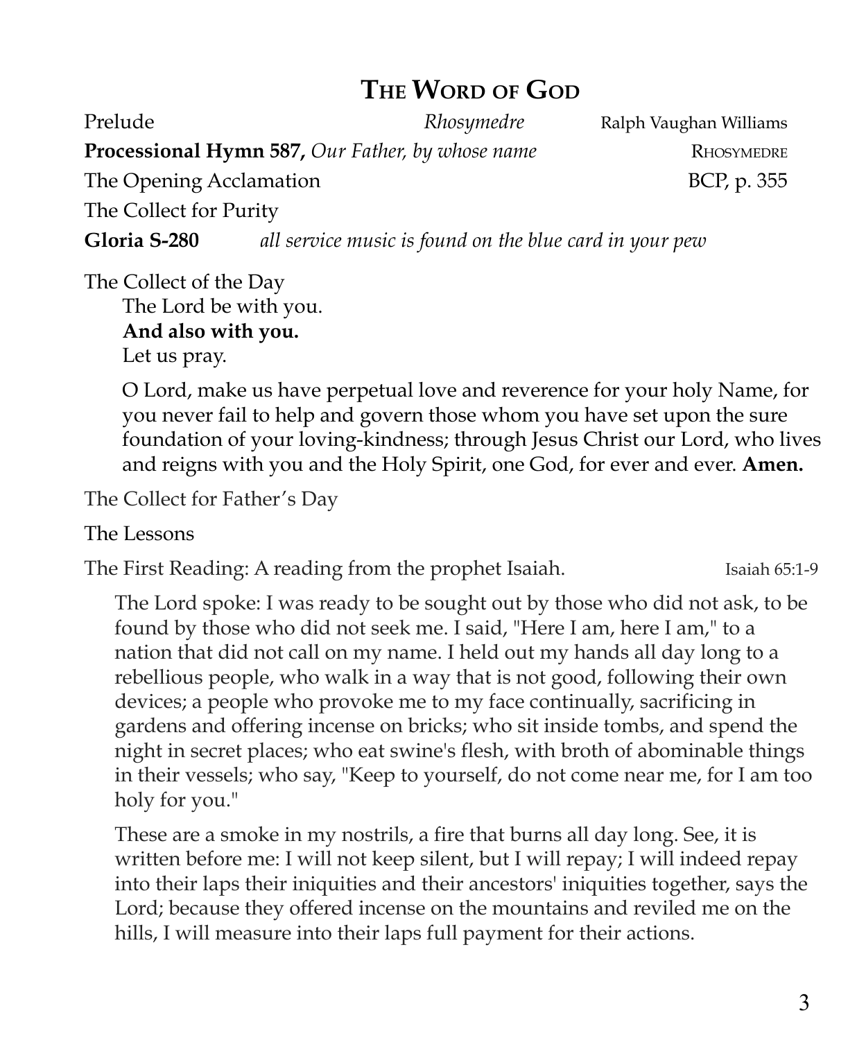## THE WORD OF GOD

Prelude *Rhosymedre* Ralph Vaughan Williams

**Processional Hymn 587,** *Our Father, by whose name* RHOSYMEDRE

The Opening Acclamation BCP, p. 355

The Collect for Purity

**Gloria S-280** *all service music is found on the blue card in your pew*

The Collect of the Day

The Lord be with you.
**And also with you.**
Let us pray.

O Lord, make us have perpetual love and reverence for your holy Name, for you never fail to help and govern those whom you have set upon the sure foundation of your loving-kindness; through Jesus Christ our Lord, who lives and reigns with you and the Holy Spirit, one God, for ever and ever. **Amen.**

The Collect for Father's Day

The Lessons

The First Reading: A reading from the prophet Isaiah. Isaiah 65:1-9

The Lord spoke: I was ready to be sought out by those who did not ask, to be found by those who did not seek me. I said, "Here I am, here I am," to a nation that did not call on my name. I held out my hands all day long to a rebellious people, who walk in a way that is not good, following their own devices; a people who provoke me to my face continually, sacrificing in gardens and offering incense on bricks; who sit inside tombs, and spend the night in secret places; who eat swine's flesh, with broth of abominable things in their vessels; who say, "Keep to yourself, do not come near me, for I am too holy for you."

These are a smoke in my nostrils, a fire that burns all day long. See, it is written before me: I will not keep silent, but I will repay; I will indeed repay into their laps their iniquities and their ancestors' iniquities together, says the Lord; because they offered incense on the mountains and reviled me on the hills, I will measure into their laps full payment for their actions.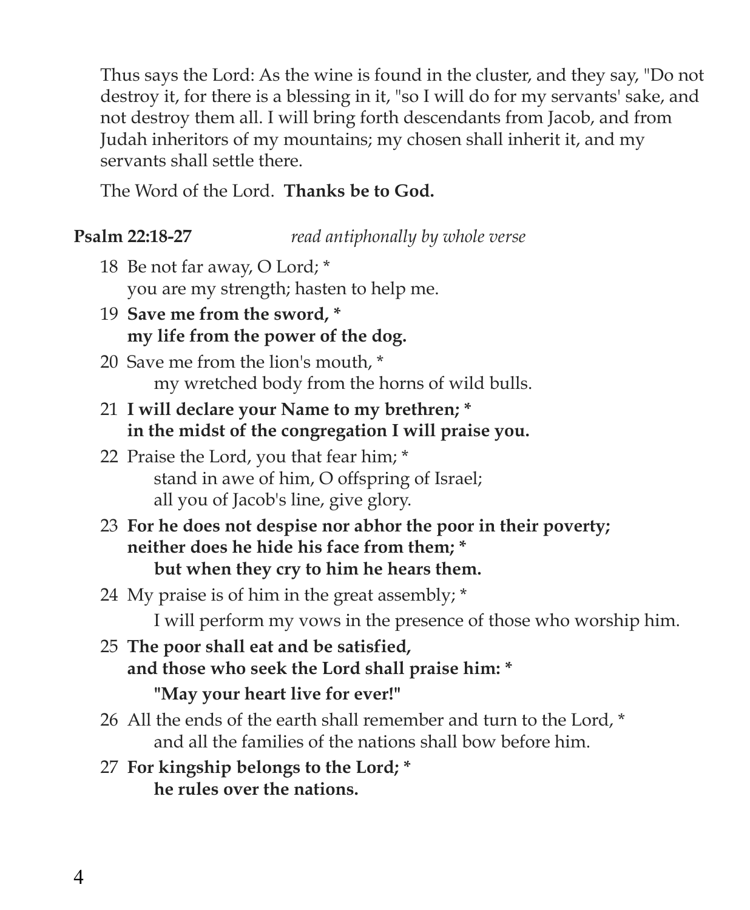Thus says the Lord: As the wine is found in the cluster, and they say, "Do not destroy it, for there is a blessing in it, "so I will do for my servants' sake, and not destroy them all. I will bring forth descendants from Jacob, and from Judah inheritors of my mountains; my chosen shall inherit it, and my servants shall settle there.

The Word of the Lord. **Thanks be to God.**

**Psalm 22:18-27** *read antiphonally by whole verse*

18 Be not far away, O Lord; *
you are my strength; hasten to help me.

19 **Save me from the sword, *
my life from the power of the dog.**

20 Save me from the lion's mouth, *
my wretched body from the horns of wild bulls.

21 **I will declare your Name to my brethren; *
in the midst of the congregation I will praise you.**

22 Praise the Lord, you that fear him; *
stand in awe of him, O offspring of Israel;
all you of Jacob's line, give glory.

23 **For he does not despise nor abhor the poor in their poverty;
neither does he hide his face from them; *
but when they cry to him he hears them.**

24 My praise is of him in the great assembly; *
I will perform my vows in the presence of those who worship him.

25 **The poor shall eat and be satisfied,
and those who seek the Lord shall praise him: *
"May your heart live for ever!"**

26 All the ends of the earth shall remember and turn to the Lord, *
and all the families of the nations shall bow before him.

27 **For kingship belongs to the Lord; *
he rules over the nations.**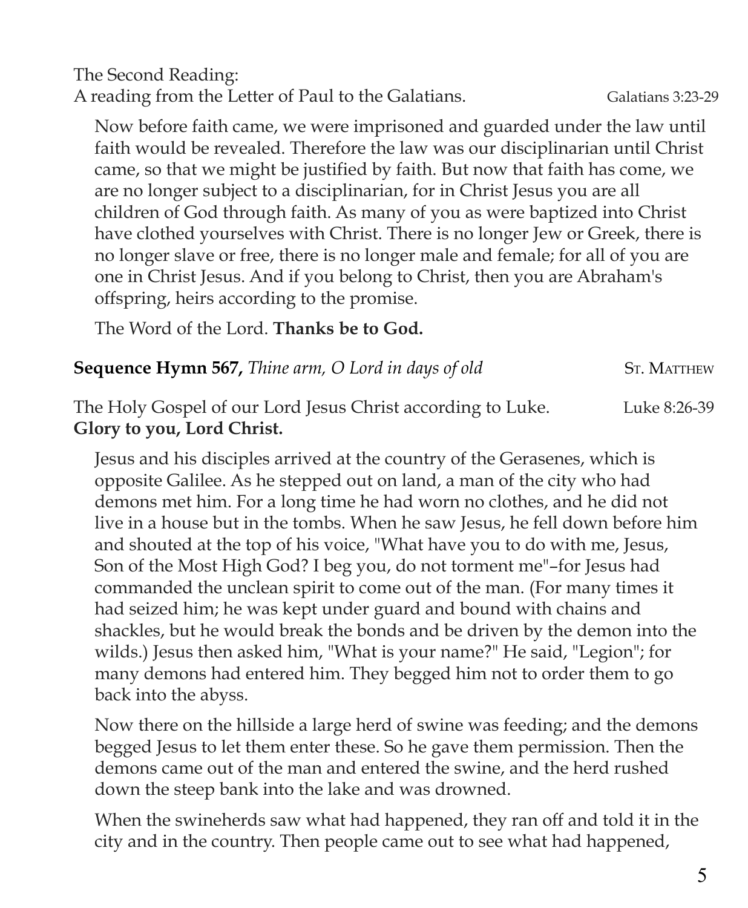The Second Reading:
A reading from the Letter of Paul to the Galatians. Galatians 3:23-29

Now before faith came, we were imprisoned and guarded under the law until faith would be revealed. Therefore the law was our disciplinarian until Christ came, so that we might be justified by faith. But now that faith has come, we are no longer subject to a disciplinarian, for in Christ Jesus you are all children of God through faith. As many of you as were baptized into Christ have clothed yourselves with Christ. There is no longer Jew or Greek, there is no longer slave or free, there is no longer male and female; for all of you are one in Christ Jesus. And if you belong to Christ, then you are Abraham's offspring, heirs according to the promise.

The Word of the Lord. **Thanks be to God.**

**Sequence Hymn 567,** *Thine arm, O Lord in days of old* ST. MATTHEW

The Holy Gospel of our Lord Jesus Christ according to Luke. Luke 8:26-39
**Glory to you, Lord Christ.**

Jesus and his disciples arrived at the country of the Gerasenes, which is opposite Galilee. As he stepped out on land, a man of the city who had demons met him. For a long time he had worn no clothes, and he did not live in a house but in the tombs. When he saw Jesus, he fell down before him and shouted at the top of his voice, "What have you to do with me, Jesus, Son of the Most High God? I beg you, do not torment me"–for Jesus had commanded the unclean spirit to come out of the man. (For many times it had seized him; he was kept under guard and bound with chains and shackles, but he would break the bonds and be driven by the demon into the wilds.) Jesus then asked him, "What is your name?" He said, "Legion"; for many demons had entered him. They begged him not to order them to go back into the abyss.

Now there on the hillside a large herd of swine was feeding; and the demons begged Jesus to let them enter these. So he gave them permission. Then the demons came out of the man and entered the swine, and the herd rushed down the steep bank into the lake and was drowned.

When the swineherds saw what had happened, they ran off and told it in the city and in the country. Then people came out to see what had happened,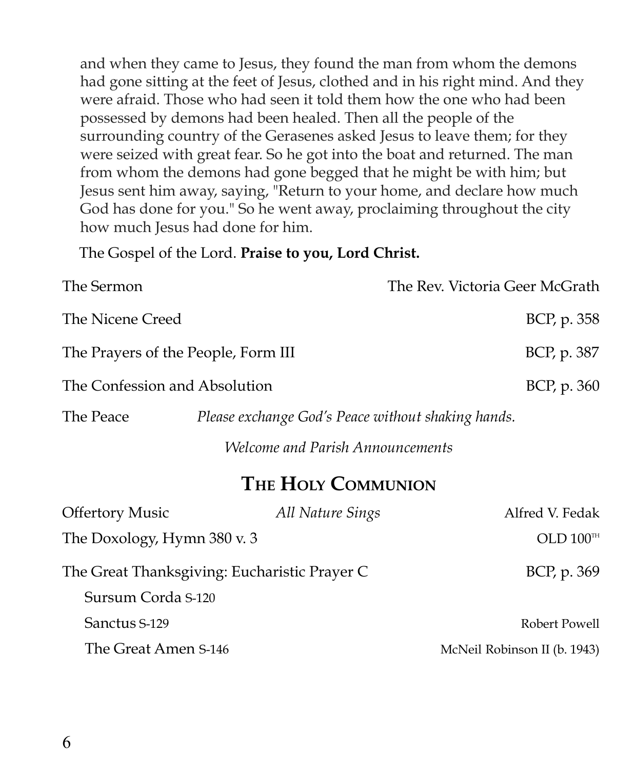and when they came to Jesus, they found the man from whom the demons had gone sitting at the feet of Jesus, clothed and in his right mind. And they were afraid. Those who had seen it told them how the one who had been possessed by demons had been healed. Then all the people of the surrounding country of the Gerasenes asked Jesus to leave them; for they were seized with great fear. So he got into the boat and returned. The man from whom the demons had gone begged that he might be with him; but Jesus sent him away, saying, "Return to your home, and declare how much God has done for you." So he went away, proclaiming throughout the city how much Jesus had done for him.

The Gospel of the Lord. **Praise to you, Lord Christ.**

The Sermon — The Rev. Victoria Geer McGrath

The Nicene Creed — BCP, p. 358

The Prayers of the People, Form III — BCP, p. 387

The Confession and Absolution — BCP, p. 360

The Peace — *Please exchange God's Peace without shaking hands.*

*Welcome and Parish Announcements*

## THE HOLY COMMUNION

Offertory Music — *All Nature Sings* — Alfred V. Fedak

The Doxology, Hymn 380 v. 3 — OLD 100TH

The Great Thanksgiving: Eucharistic Prayer C — BCP, p. 369

Sursum Corda S-120

Sanctus S-129 — Robert Powell

The Great Amen S-146 — McNeil Robinson II (b. 1943)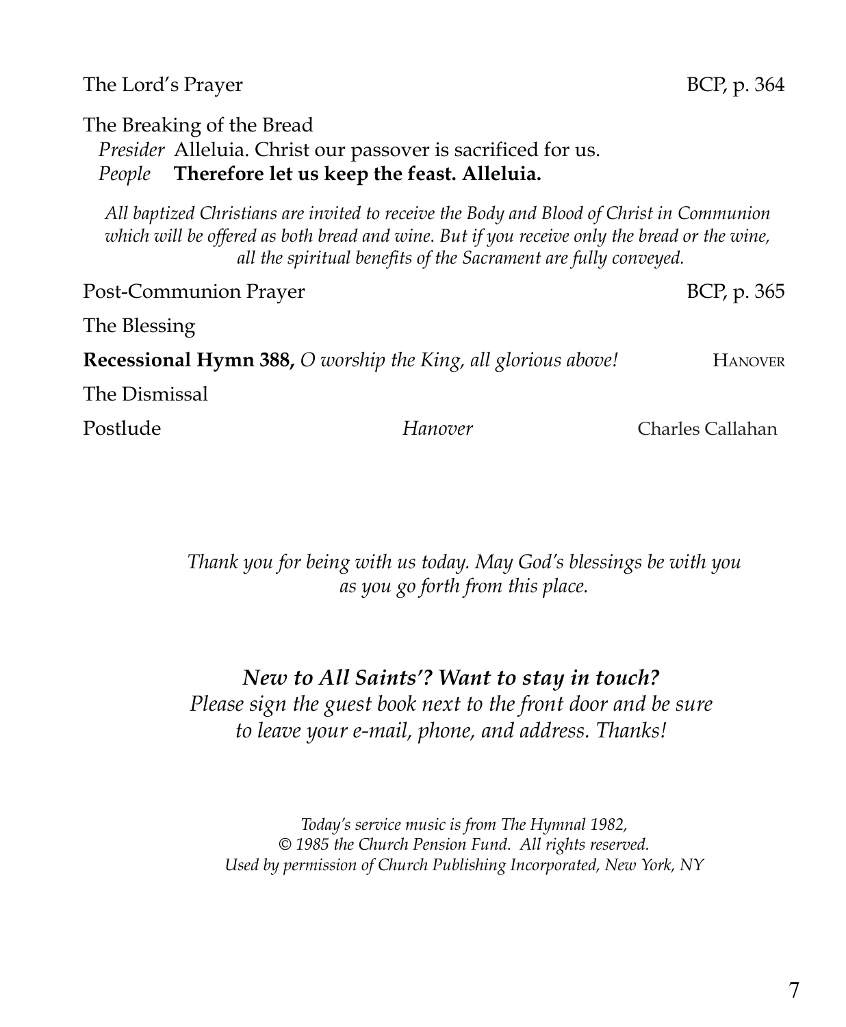The Lord's Prayer BCP, p. 364

The Breaking of the Bread

*Presider* Alleluia. Christ our passover is sacrificed for us.
*People* **Therefore let us keep the feast. Alleluia.**

*All baptized Christians are invited to receive the Body and Blood of Christ in Communion which will be offered as both bread and wine. But if you receive only the bread or the wine, all the spiritual benefits of the Sacrament are fully conveyed.*

Post-Communion Prayer BCP, p. 365

The Blessing

**Recessional Hymn 388,** *O worship the King, all glorious above!* HANOVER

The Dismissal

Postlude *Hanover* Charles Callahan

*Thank you for being with us today. May God's blessings be with you as you go forth from this place.*

***New to All Saints'? Want to stay in touch?***
*Please sign the guest book next to the front door and be sure to leave your e-mail, phone, and address. Thanks!*

*Today's service music is from The Hymnal 1982,*
*© 1985 the Church Pension Fund. All rights reserved.*
*Used by permission of Church Publishing Incorporated, New York, NY*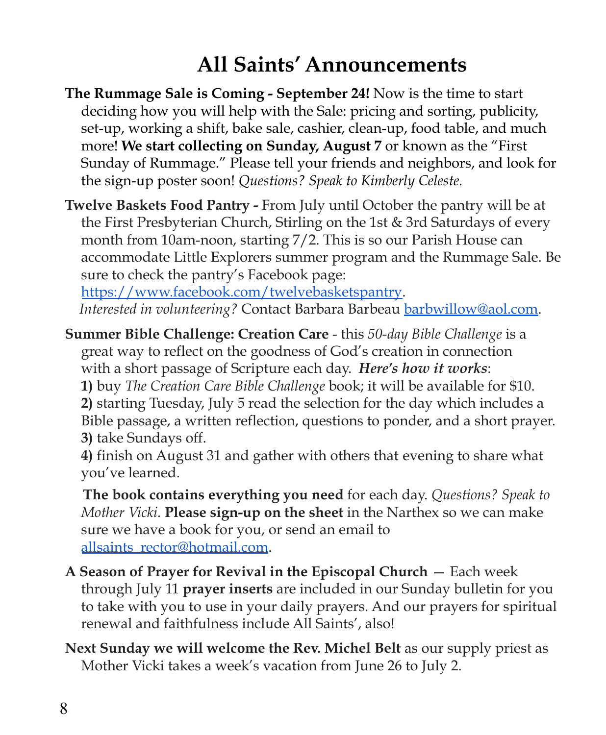# All Saints' Announcements

**The Rummage Sale is Coming - September 24!** Now is the time to start deciding how you will help with the Sale: pricing and sorting, publicity, set-up, working a shift, bake sale, cashier, clean-up, food table, and much more! **We start collecting on Sunday, August 7** or known as the "First Sunday of Rummage." Please tell your friends and neighbors, and look for the sign-up poster soon! *Questions? Speak to Kimberly Celeste.*

**Twelve Baskets Food Pantry -** From July until October the pantry will be at the First Presbyterian Church, Stirling on the 1st & 3rd Saturdays of every month from 10am-noon, starting 7/2. This is so our Parish House can accommodate Little Explorers summer program and the Rummage Sale. Be sure to check the pantry's Facebook page: https://www.facebook.com/twelvebasketspantry.
*Interested in volunteering?* Contact Barbara Barbeau barbwillow@aol.com.

**Summer Bible Challenge: Creation Care** - this *50-day Bible Challenge* is a great way to reflect on the goodness of God's creation in connection with a short passage of Scripture each day. ***Here's how it works***:

**1)** buy *The Creation Care Bible Challenge* book; it will be available for $10.
**2)** starting Tuesday, July 5 read the selection for the day which includes a Bible passage, a written reflection, questions to ponder, and a short prayer.
**3)** take Sundays off.
**4)** finish on August 31 and gather with others that evening to share what you've learned.

**The book contains everything you need** for each day. *Questions? Speak to Mother Vicki.* **Please sign-up on the sheet** in the Narthex so we can make sure we have a book for you, or send an email to allsaints_rector@hotmail.com.

**A Season of Prayer for Revival in the Episcopal Church** — Each week through July 11 **prayer inserts** are included in our Sunday bulletin for you to take with you to use in your daily prayers. And our prayers for spiritual renewal and faithfulness include All Saints', also!

**Next Sunday we will welcome the Rev. Michel Belt** as our supply priest as Mother Vicki takes a week's vacation from June 26 to July 2.